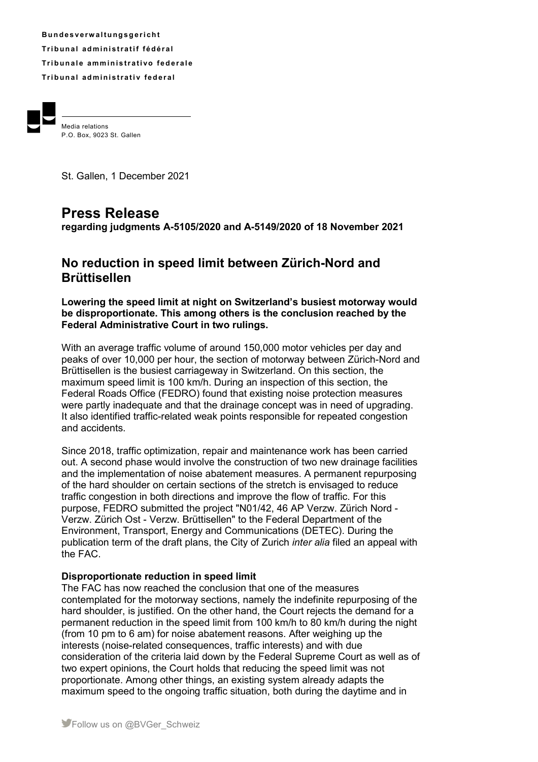**Bundesverwaltungsgericht**
**Tribunal administratif fédéral**
**Tribunale amministrativo federale**
**Tribunal administrativ federal**

Media relations
P.O. Box, 9023 St. Gallen

St. Gallen, 1 December 2021

# Press Release

**regarding judgments A-5105/2020 and A-5149/2020 of 18 November 2021**

## No reduction in speed limit between Zürich-Nord and Brüttisellen

**Lowering the speed limit at night on Switzerland's busiest motorway would be disproportionate. This among others is the conclusion reached by the Federal Administrative Court in two rulings.**

With an average traffic volume of around 150,000 motor vehicles per day and peaks of over 10,000 per hour, the section of motorway between Zürich-Nord and Brüttisellen is the busiest carriageway in Switzerland. On this section, the maximum speed limit is 100 km/h. During an inspection of this section, the Federal Roads Office (FEDRO) found that existing noise protection measures were partly inadequate and that the drainage concept was in need of upgrading. It also identified traffic-related weak points responsible for repeated congestion and accidents.

Since 2018, traffic optimization, repair and maintenance work has been carried out. A second phase would involve the construction of two new drainage facilities and the implementation of noise abatement measures. A permanent repurposing of the hard shoulder on certain sections of the stretch is envisaged to reduce traffic congestion in both directions and improve the flow of traffic. For this purpose, FEDRO submitted the project "N01/42, 46 AP Verzw. Zürich Nord - Verzw. Zürich Ost - Verzw. Brüttisellen" to the Federal Department of the Environment, Transport, Energy and Communications (DETEC). During the publication term of the draft plans, the City of Zurich *inter alia* filed an appeal with the FAC.

**Disproportionate reduction in speed limit**

The FAC has now reached the conclusion that one of the measures contemplated for the motorway sections, namely the indefinite repurposing of the hard shoulder, is justified. On the other hand, the Court rejects the demand for a permanent reduction in the speed limit from 100 km/h to 80 km/h during the night (from 10 pm to 6 am) for noise abatement reasons. After weighing up the interests (noise-related consequences, traffic interests) and with due consideration of the criteria laid down by the Federal Supreme Court as well as of two expert opinions, the Court holds that reducing the speed limit was not proportionate. Among other things, an existing system already adapts the maximum speed to the ongoing traffic situation, both during the daytime and in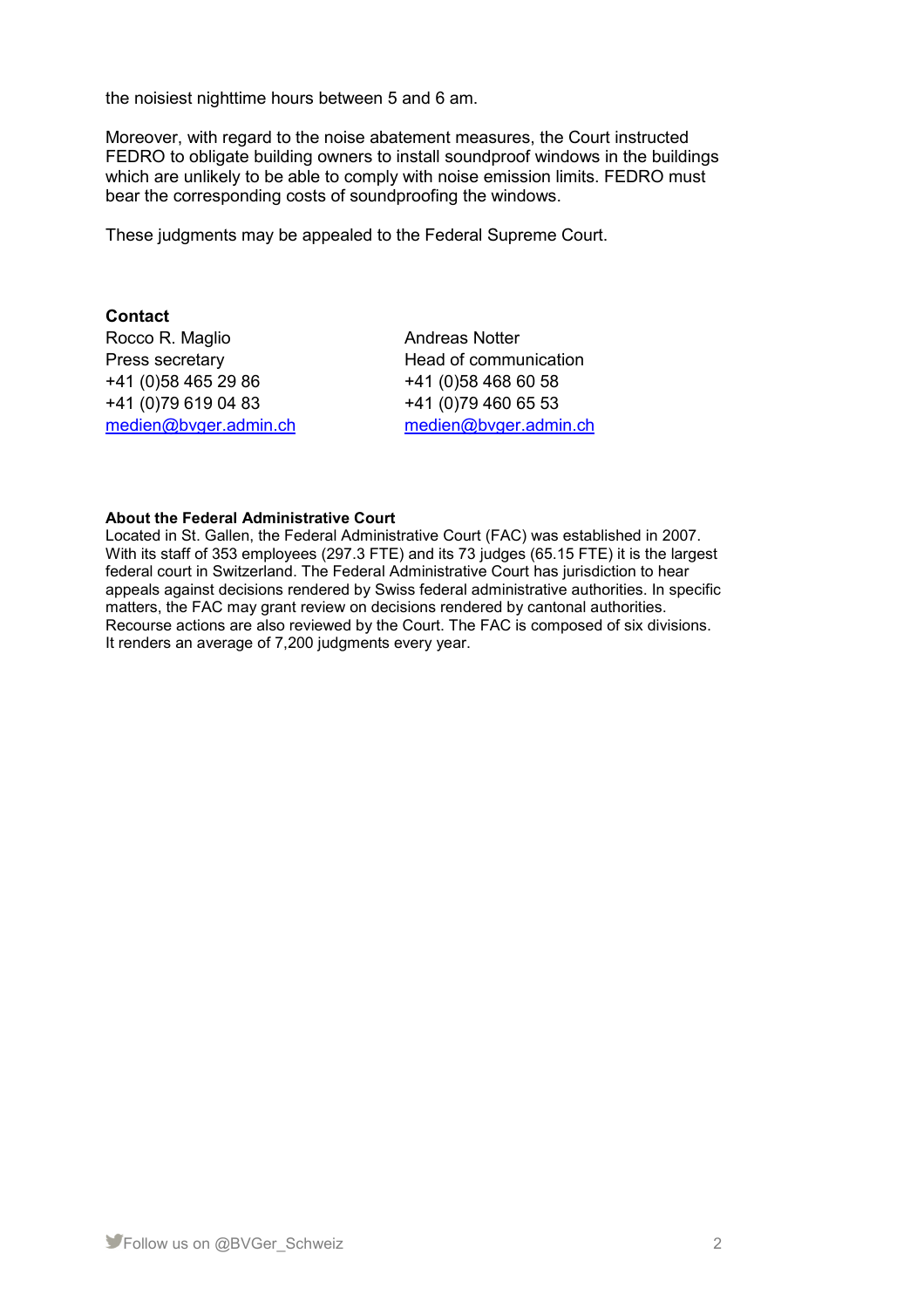the noisiest nighttime hours between 5 and 6 am.

Moreover, with regard to the noise abatement measures, the Court instructed FEDRO to obligate building owners to install soundproof windows in the buildings which are unlikely to be able to comply with noise emission limits. FEDRO must bear the corresponding costs of soundproofing the windows.

These judgments may be appealed to the Federal Supreme Court.

**Contact**

Rocco R. Maglio
Press secretary
+41 (0)58 465 29 86
+41 (0)79 619 04 83
medien@bvger.admin.ch

Andreas Notter
Head of communication
+41 (0)58 468 60 58
+41 (0)79 460 65 53
medien@bvger.admin.ch

**About the Federal Administrative Court**

Located in St. Gallen, the Federal Administrative Court (FAC) was established in 2007. With its staff of 353 employees (297.3 FTE) and its 73 judges (65.15 FTE) it is the largest federal court in Switzerland. The Federal Administrative Court has jurisdiction to hear appeals against decisions rendered by Swiss federal administrative authorities. In specific matters, the FAC may grant review on decisions rendered by cantonal authorities. Recourse actions are also reviewed by the Court. The FAC is composed of six divisions. It renders an average of 7,200 judgments every year.